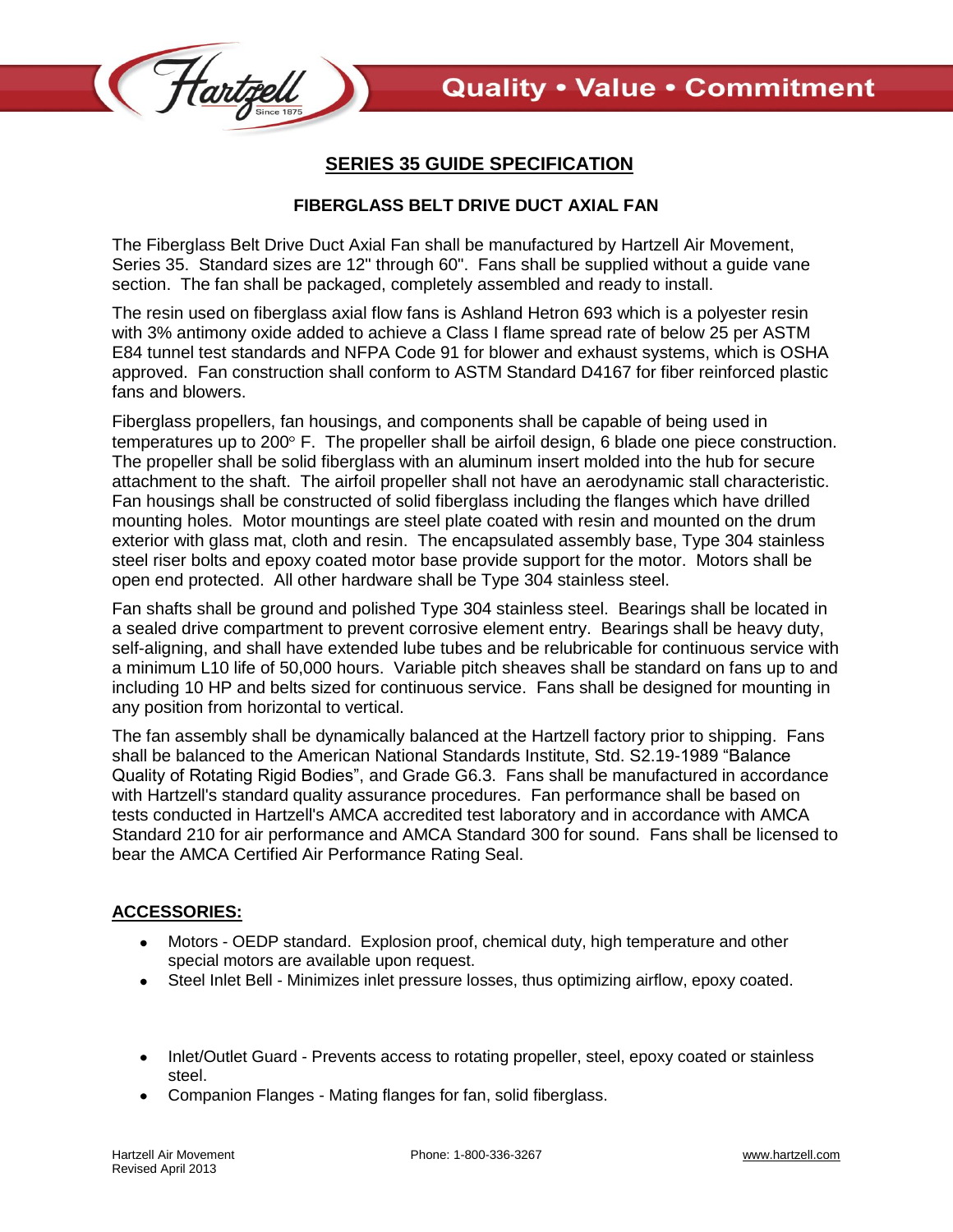# SERIES 35 GUIDE SPECIFICATION

## FIBERGLASS BELT DRIVE DUCT AXIAL FAN

The Fiberglass Belt Drive Duct Axial Fan shall be manufactured by Hartzell Air Movement, Series 35. Standard sizes are 12" through 60". Fans shall be supplied without a guide vane section. The fan shall be packaged, completely assembled and ready to install.

The resin used on fiberglass axial flow fans is Ashland Hetron 693 which is a polyester resin with 3% antimony oxide added to achieve a Class I flame spread rate of below 25 per ASTM E84 tunnel test standards and NFPA Code 91 for blower and exhaust systems, which is OSHA approved. Fan construction shall conform to ASTM Standard D4167 for fiber reinforced plastic fans and blowers.

Fiberglass propellers, fan housings, and components shall be capable of being used in temperatures up to 200° F. The propeller shall be airfoil design, 6 blade one piece construction. The propeller shall be solid fiberglass with an aluminum insert molded into the hub for secure attachment to the shaft. The airfoil propeller shall not have an aerodynamic stall characteristic. Fan housings shall be constructed of solid fiberglass including the flanges which have drilled mounting holes. Motor mountings are steel plate coated with resin and mounted on the drum exterior with glass mat, cloth and resin. The encapsulated assembly base, Type 304 stainless steel riser bolts and epoxy coated motor base provide support for the motor. Motors shall be open end protected. All other hardware shall be Type 304 stainless steel.

Fan shafts shall be ground and polished Type 304 stainless steel. Bearings shall be located in a sealed drive compartment to prevent corrosive element entry. Bearings shall be heavy duty, self-aligning, and shall have extended lube tubes and be relubricable for continuous service with a minimum L10 life of 50,000 hours. Variable pitch sheaves shall be standard on fans up to and including 10 HP and belts sized for continuous service. Fans shall be designed for mounting in any position from horizontal to vertical.

The fan assembly shall be dynamically balanced at the Hartzell factory prior to shipping. Fans shall be balanced to the American National Standards Institute, Std. S2.19-1989 "Balance Quality of Rotating Rigid Bodies", and Grade G6.3. Fans shall be manufactured in accordance with Hartzell's standard quality assurance procedures. Fan performance shall be based on tests conducted in Hartzell's AMCA accredited test laboratory and in accordance with AMCA Standard 210 for air performance and AMCA Standard 300 for sound. Fans shall be licensed to bear the AMCA Certified Air Performance Rating Seal.

## ACCESSORIES:

- Motors - OEDP standard. Explosion proof, chemical duty, high temperature and other special motors are available upon request.
- Steel Inlet Bell - Minimizes inlet pressure losses, thus optimizing airflow, epoxy coated.
- Inlet/Outlet Guard - Prevents access to rotating propeller, steel, epoxy coated or stainless steel.
- Companion Flanges - Mating flanges for fan, solid fiberglass.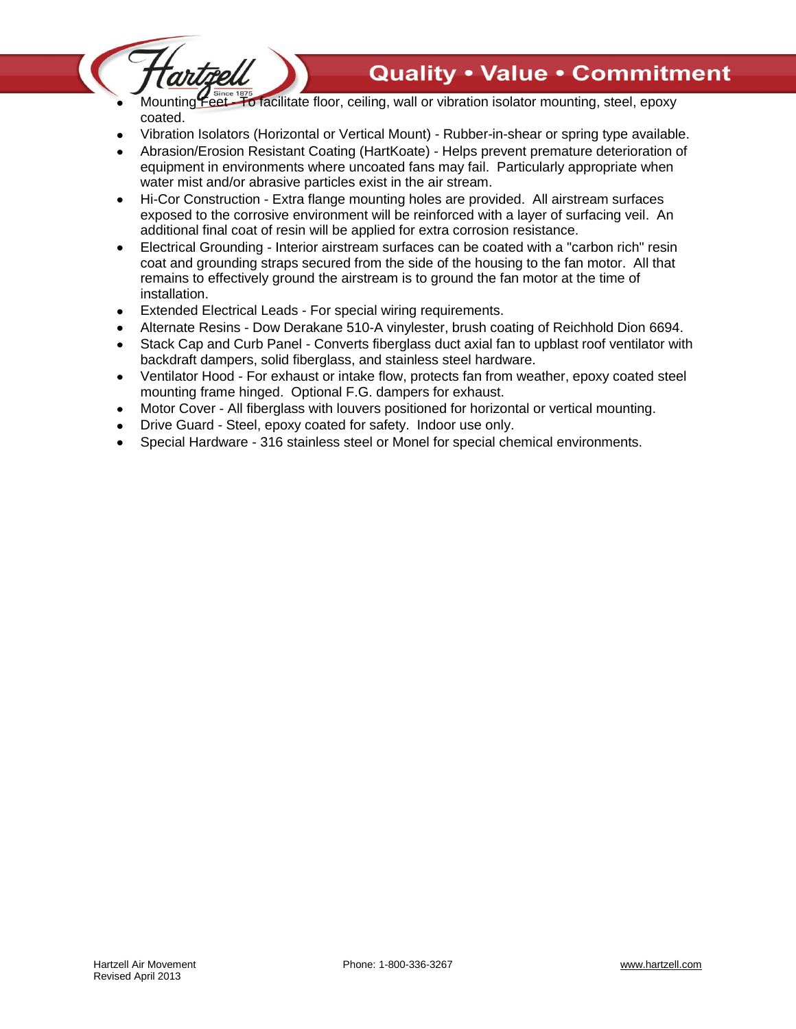- Mounting Feet - To facilitate floor, ceiling, wall or vibration isolator mounting, steel, epoxy coated.
- Vibration Isolators (Horizontal or Vertical Mount) - Rubber-in-shear or spring type available.
- Abrasion/Erosion Resistant Coating (HartKoate) - Helps prevent premature deterioration of equipment in environments where uncoated fans may fail. Particularly appropriate when water mist and/or abrasive particles exist in the air stream.
- Hi-Cor Construction - Extra flange mounting holes are provided. All airstream surfaces exposed to the corrosive environment will be reinforced with a layer of surfacing veil. An additional final coat of resin will be applied for extra corrosion resistance.
- Electrical Grounding - Interior airstream surfaces can be coated with a "carbon rich" resin coat and grounding straps secured from the side of the housing to the fan motor. All that remains to effectively ground the airstream is to ground the fan motor at the time of installation.
- Extended Electrical Leads - For special wiring requirements.
- Alternate Resins - Dow Derakane 510-A vinylester, brush coating of Reichhold Dion 6694.
- Stack Cap and Curb Panel - Converts fiberglass duct axial fan to upblast roof ventilator with backdraft dampers, solid fiberglass, and stainless steel hardware.
- Ventilator Hood - For exhaust or intake flow, protects fan from weather, epoxy coated steel mounting frame hinged. Optional F.G. dampers for exhaust.
- Motor Cover - All fiberglass with louvers positioned for horizontal or vertical mounting.
- Drive Guard - Steel, epoxy coated for safety. Indoor use only.
- Special Hardware - 316 stainless steel or Monel for special chemical environments.